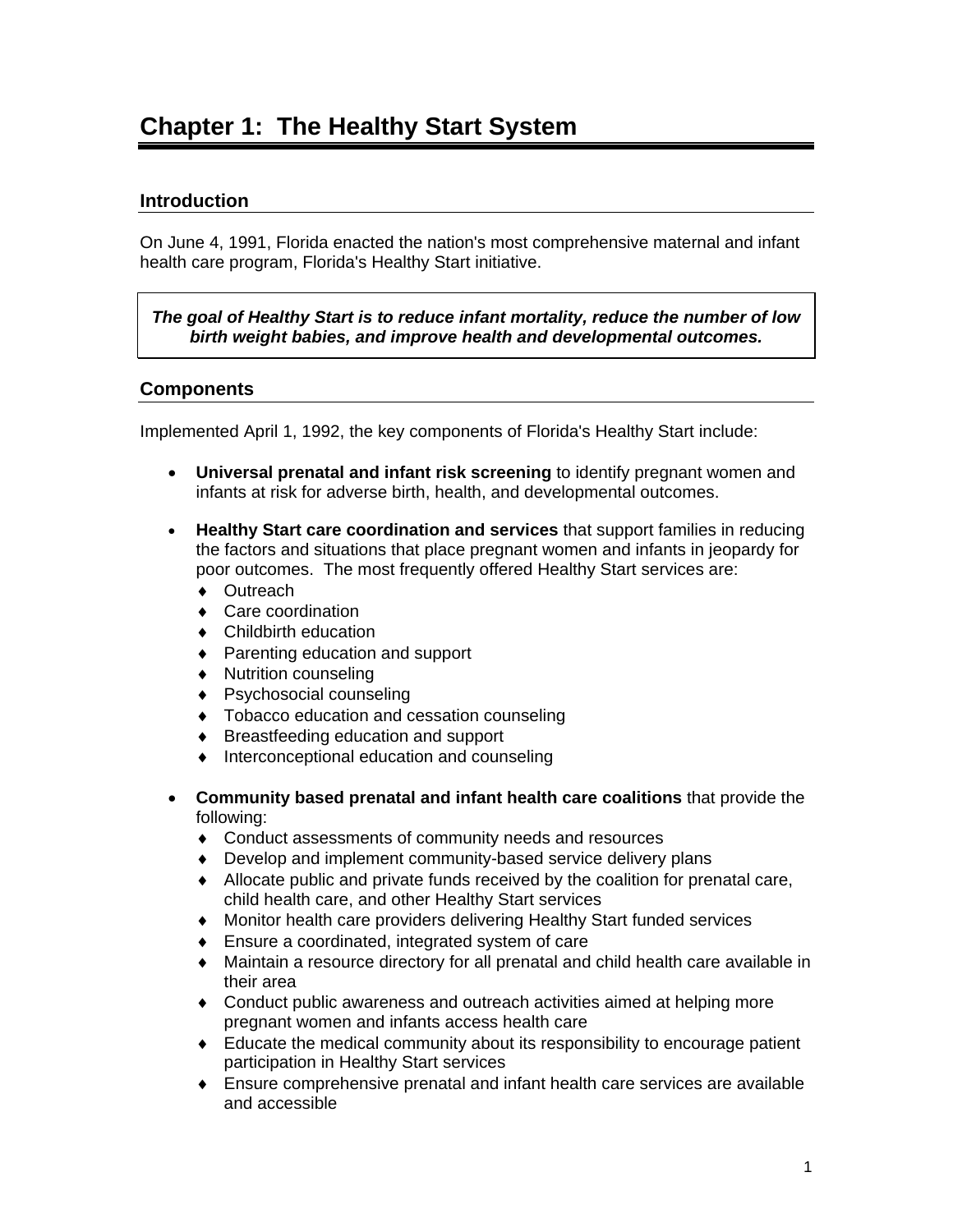# Chapter 1: The Healthy Start System

## Introduction

On June 4, 1991, Florida enacted the nation's most comprehensive maternal and infant health care program, Florida's Healthy Start initiative.

> ***The goal of Healthy Start is to reduce infant mortality, reduce the number of low birth weight babies, and improve health and developmental outcomes.***

## Components

Implemented April 1, 1992, the key components of Florida's Healthy Start include:

- **Universal prenatal and infant risk screening** to identify pregnant women and infants at risk for adverse birth, health, and developmental outcomes.

- **Healthy Start care coordination and services** that support families in reducing the factors and situations that place pregnant women and infants in jeopardy for poor outcomes. The most frequently offered Healthy Start services are:
  - Outreach
  - Care coordination
  - Childbirth education
  - Parenting education and support
  - Nutrition counseling
  - Psychosocial counseling
  - Tobacco education and cessation counseling
  - Breastfeeding education and support
  - Interconceptional education and counseling

- **Community based prenatal and infant health care coalitions** that provide the following:
  - Conduct assessments of community needs and resources
  - Develop and implement community-based service delivery plans
  - Allocate public and private funds received by the coalition for prenatal care, child health care, and other Healthy Start services
  - Monitor health care providers delivering Healthy Start funded services
  - Ensure a coordinated, integrated system of care
  - Maintain a resource directory for all prenatal and child health care available in their area
  - Conduct public awareness and outreach activities aimed at helping more pregnant women and infants access health care
  - Educate the medical community about its responsibility to encourage patient participation in Healthy Start services
  - Ensure comprehensive prenatal and infant health care services are available and accessible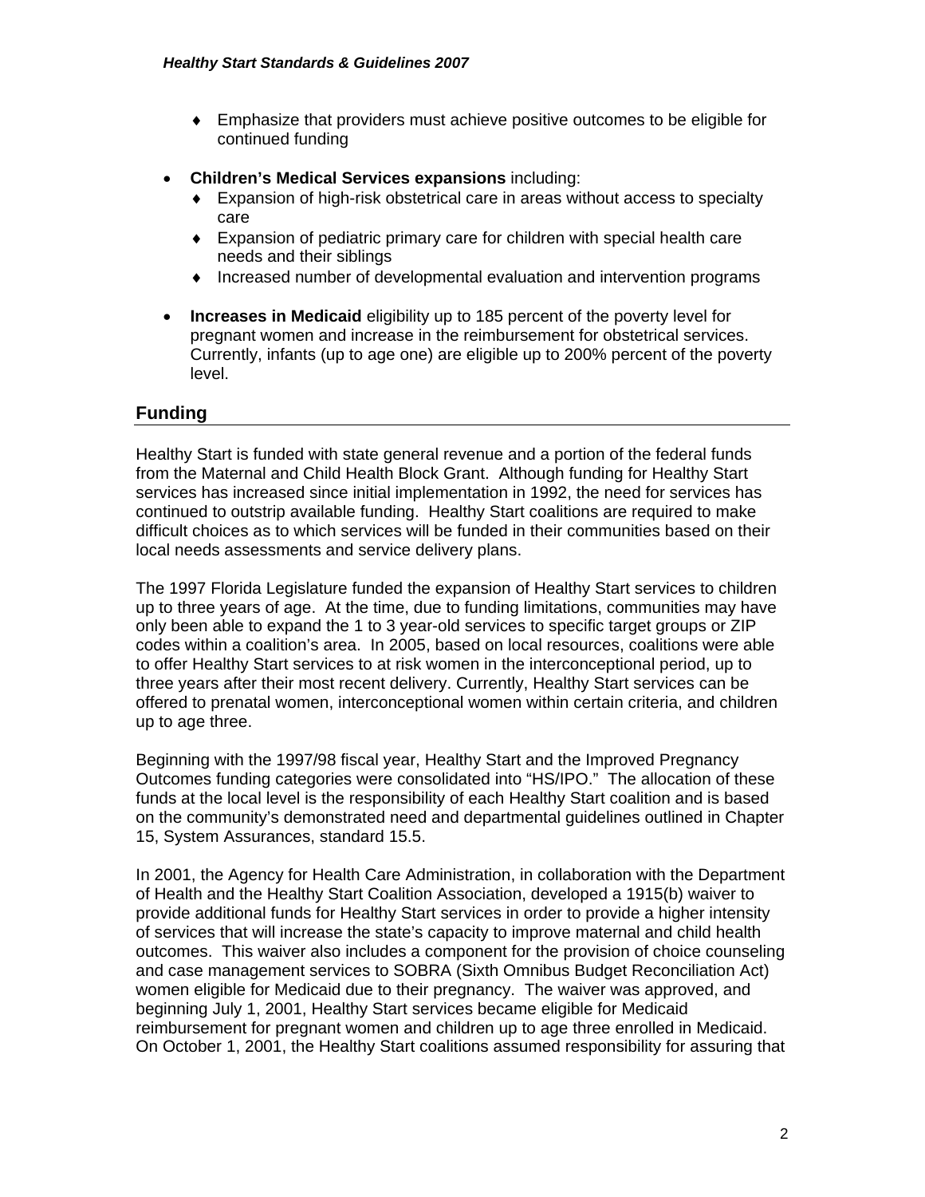- Emphasize that providers must achieve positive outcomes to be eligible for continued funding

- **Children's Medical Services expansions** including:
   - Expansion of high-risk obstetrical care in areas without access to specialty care
   - Expansion of pediatric primary care for children with special health care needs and their siblings
   - Increased number of developmental evaluation and intervention programs

- **Increases in Medicaid** eligibility up to 185 percent of the poverty level for pregnant women and increase in the reimbursement for obstetrical services. Currently, infants (up to age one) are eligible up to 200% percent of the poverty level.

## Funding

Healthy Start is funded with state general revenue and a portion of the federal funds from the Maternal and Child Health Block Grant. Although funding for Healthy Start services has increased since initial implementation in 1992, the need for services has continued to outstrip available funding. Healthy Start coalitions are required to make difficult choices as to which services will be funded in their communities based on their local needs assessments and service delivery plans.

The 1997 Florida Legislature funded the expansion of Healthy Start services to children up to three years of age. At the time, due to funding limitations, communities may have only been able to expand the 1 to 3 year-old services to specific target groups or ZIP codes within a coalition's area. In 2005, based on local resources, coalitions were able to offer Healthy Start services to at risk women in the interconceptional period, up to three years after their most recent delivery. Currently, Healthy Start services can be offered to prenatal women, interconceptional women within certain criteria, and children up to age three.

Beginning with the 1997/98 fiscal year, Healthy Start and the Improved Pregnancy Outcomes funding categories were consolidated into "HS/IPO." The allocation of these funds at the local level is the responsibility of each Healthy Start coalition and is based on the community's demonstrated need and departmental guidelines outlined in Chapter 15, System Assurances, standard 15.5.

In 2001, the Agency for Health Care Administration, in collaboration with the Department of Health and the Healthy Start Coalition Association, developed a 1915(b) waiver to provide additional funds for Healthy Start services in order to provide a higher intensity of services that will increase the state's capacity to improve maternal and child health outcomes. This waiver also includes a component for the provision of choice counseling and case management services to SOBRA (Sixth Omnibus Budget Reconciliation Act) women eligible for Medicaid due to their pregnancy. The waiver was approved, and beginning July 1, 2001, Healthy Start services became eligible for Medicaid reimbursement for pregnant women and children up to age three enrolled in Medicaid. On October 1, 2001, the Healthy Start coalitions assumed responsibility for assuring that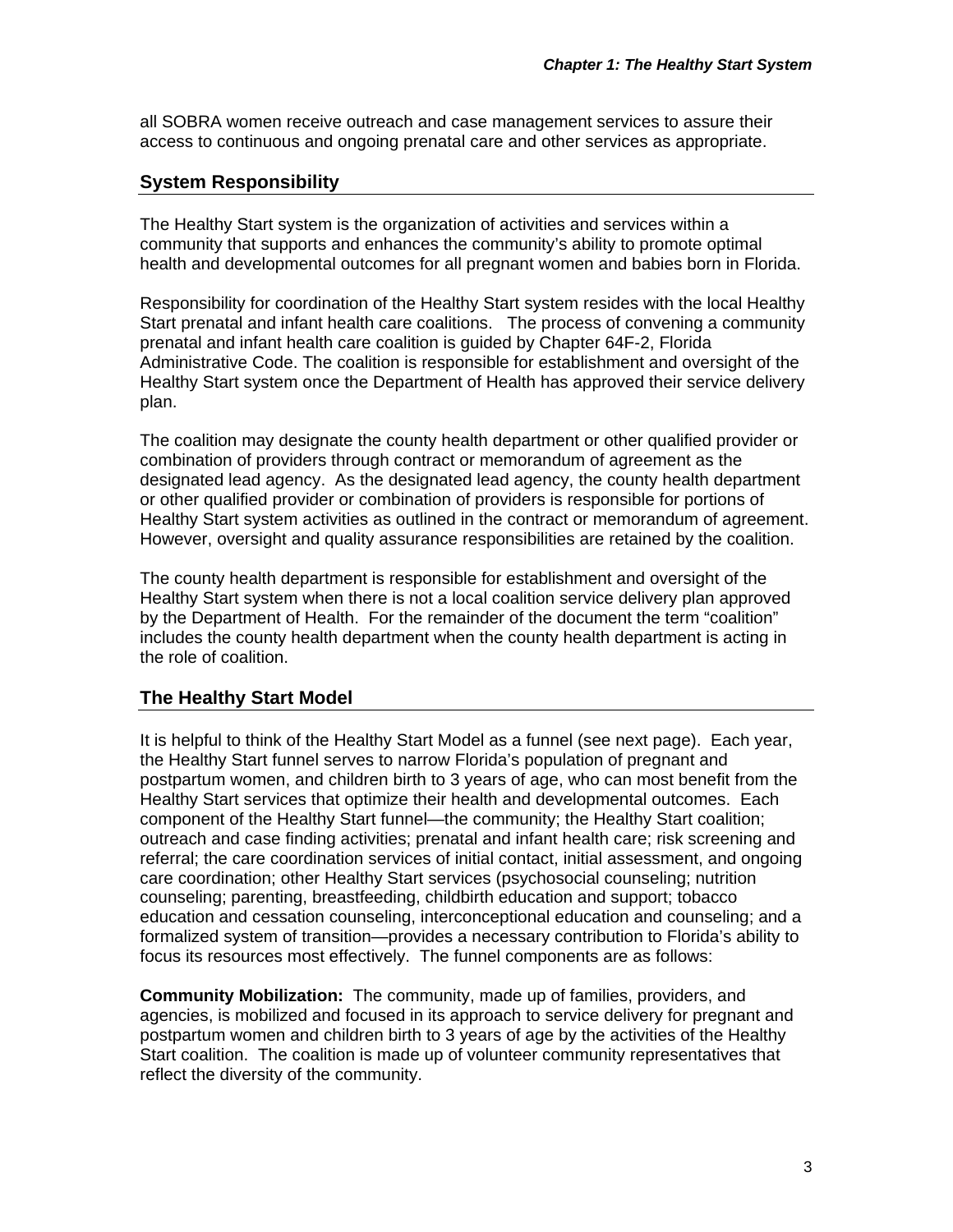all SOBRA women receive outreach and case management services to assure their access to continuous and ongoing prenatal care and other services as appropriate.

## System Responsibility

The Healthy Start system is the organization of activities and services within a community that supports and enhances the community's ability to promote optimal health and developmental outcomes for all pregnant women and babies born in Florida.

Responsibility for coordination of the Healthy Start system resides with the local Healthy Start prenatal and infant health care coalitions. The process of convening a community prenatal and infant health care coalition is guided by Chapter 64F-2, Florida Administrative Code. The coalition is responsible for establishment and oversight of the Healthy Start system once the Department of Health has approved their service delivery plan.

The coalition may designate the county health department or other qualified provider or combination of providers through contract or memorandum of agreement as the designated lead agency. As the designated lead agency, the county health department or other qualified provider or combination of providers is responsible for portions of Healthy Start system activities as outlined in the contract or memorandum of agreement. However, oversight and quality assurance responsibilities are retained by the coalition.

The county health department is responsible for establishment and oversight of the Healthy Start system when there is not a local coalition service delivery plan approved by the Department of Health. For the remainder of the document the term "coalition" includes the county health department when the county health department is acting in the role of coalition.

## The Healthy Start Model

It is helpful to think of the Healthy Start Model as a funnel (see next page). Each year, the Healthy Start funnel serves to narrow Florida's population of pregnant and postpartum women, and children birth to 3 years of age, who can most benefit from the Healthy Start services that optimize their health and developmental outcomes. Each component of the Healthy Start funnel—the community; the Healthy Start coalition; outreach and case finding activities; prenatal and infant health care; risk screening and referral; the care coordination services of initial contact, initial assessment, and ongoing care coordination; other Healthy Start services (psychosocial counseling; nutrition counseling; parenting, breastfeeding, childbirth education and support; tobacco education and cessation counseling, interconceptional education and counseling; and a formalized system of transition—provides a necessary contribution to Florida's ability to focus its resources most effectively. The funnel components are as follows:

**Community Mobilization:** The community, made up of families, providers, and agencies, is mobilized and focused in its approach to service delivery for pregnant and postpartum women and children birth to 3 years of age by the activities of the Healthy Start coalition. The coalition is made up of volunteer community representatives that reflect the diversity of the community.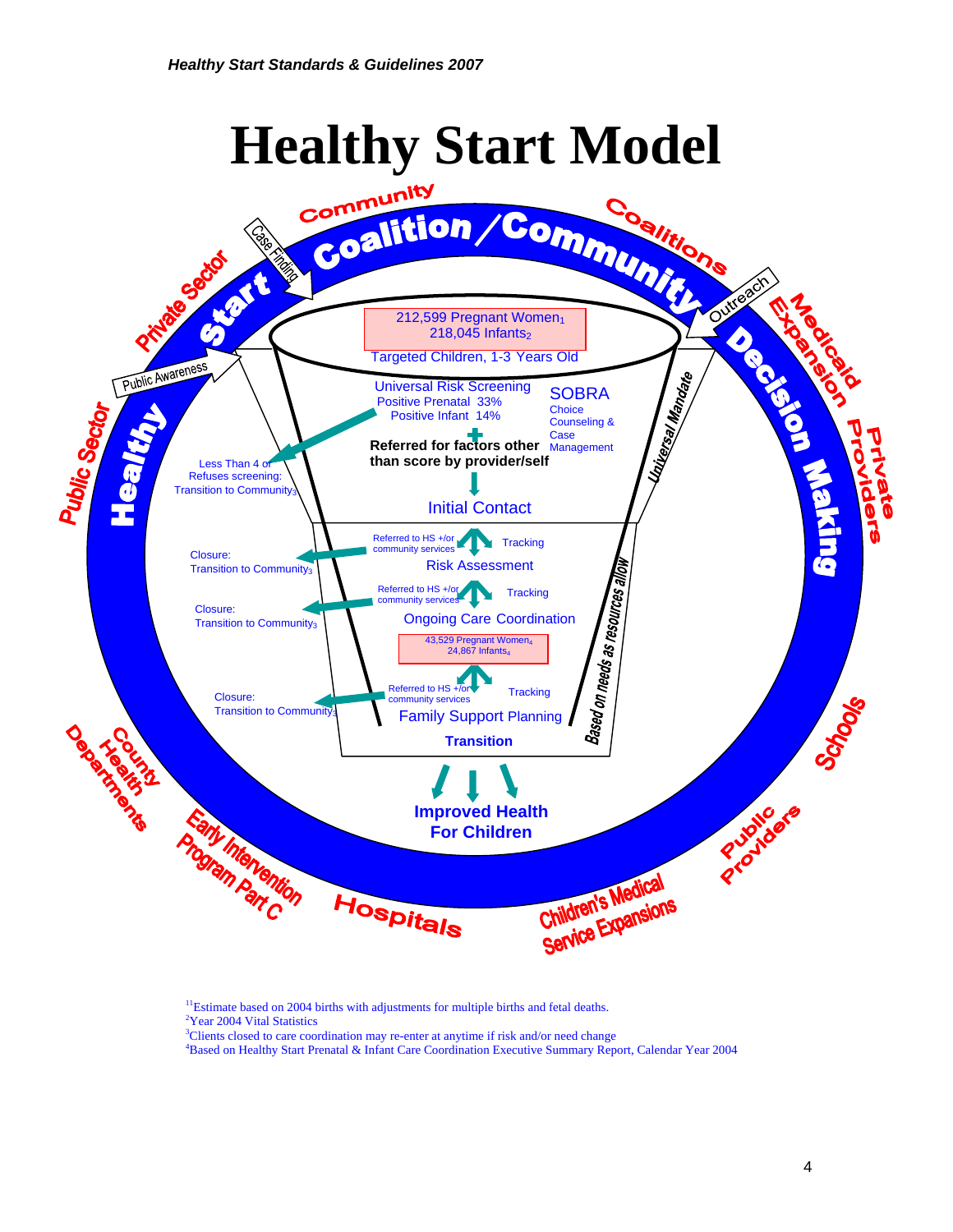# Healthy Start Model

Community

Coalitions

Coalition / Community

Case Finding

Outreach

Private Sector

Medicaid Expansion

Public Awareness

Healthy Start

Decision Making

Public Sector

Private Providers

212,599 Pregnant Women[1]
218,045 Infants[2]

Targeted Children, 1-3 Years Old

Universal Risk Screening
Positive Prenatal 33%
Positive Infant 14%

SOBRA
Choice
Counseling &
Case
Management

Universal Mandate

Less Than 4 or
Refuses screening:
Transition to Community[3]

Referred for factors other than score by provider/self

Initial Contact

Referred to HS +/or community services

Tracking

Closure:
Transition to Community[3]

Risk Assessment

Referred to HS +/or community services

Tracking

Closure:
Transition to Community[3]

Ongoing Care Coordination

43,529 Pregnant Women[4]
24,867 Infants[4]

Based on needs as resources allow

Referred to HS +/or community services

Tracking

Closure:
Transition to Community[3]

Family Support Planning

**Transition**

**Improved Health For Children**

County Health Departments

Schools

Early Intervention Program Part C

Public Providers

Hospitals

Children's Medical Service Expansions

[1]Estimate based on 2004 births with adjustments for multiple births and fetal deaths.
[2]Year 2004 Vital Statistics
[3]Clients closed to care coordination may re-enter at anytime if risk and/or need change
[4]Based on Healthy Start Prenatal & Infant Care Coordination Executive Summary Report, Calendar Year 2004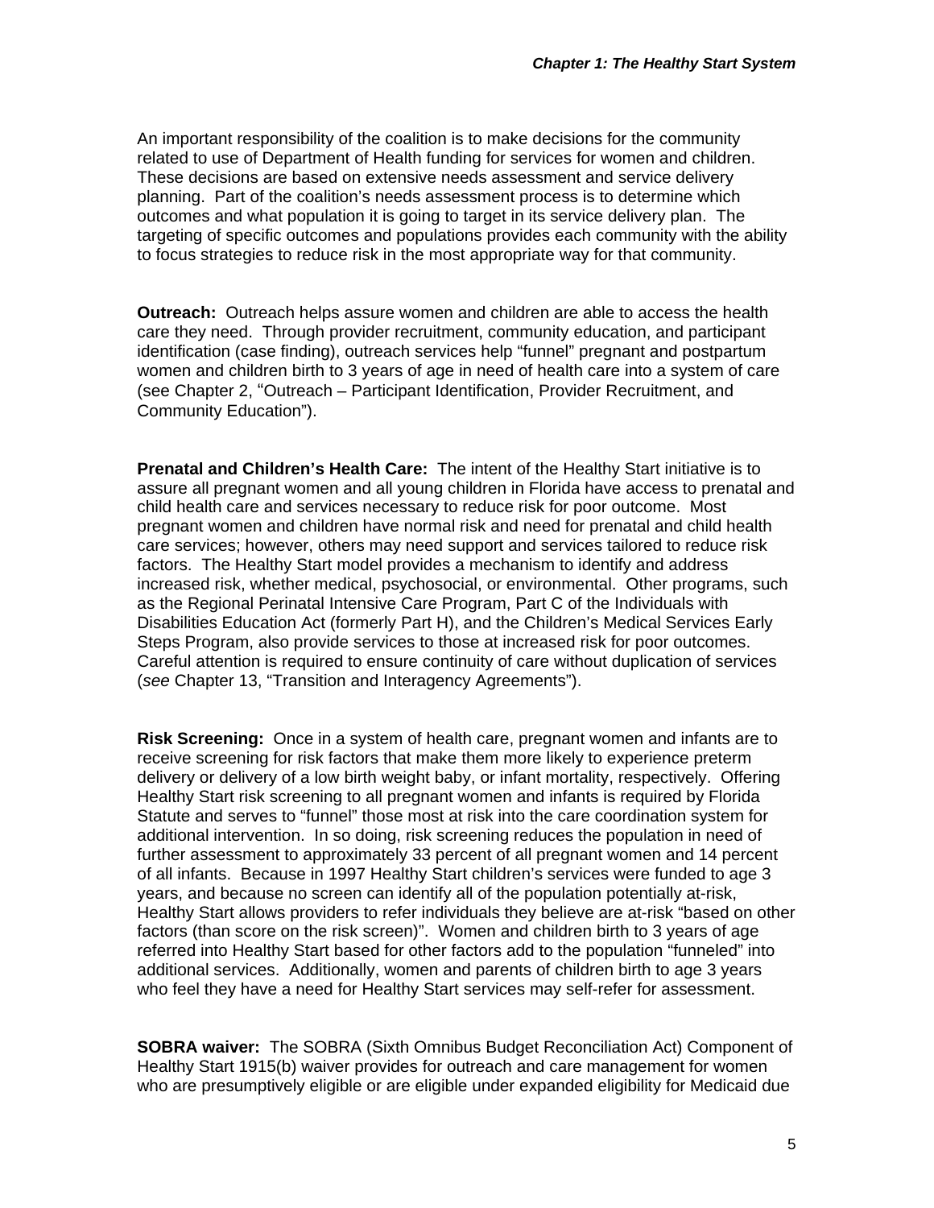An important responsibility of the coalition is to make decisions for the community related to use of Department of Health funding for services for women and children. These decisions are based on extensive needs assessment and service delivery planning. Part of the coalition's needs assessment process is to determine which outcomes and what population it is going to target in its service delivery plan. The targeting of specific outcomes and populations provides each community with the ability to focus strategies to reduce risk in the most appropriate way for that community.

**Outreach:** Outreach helps assure women and children are able to access the health care they need. Through provider recruitment, community education, and participant identification (case finding), outreach services help "funnel" pregnant and postpartum women and children birth to 3 years of age in need of health care into a system of care (see Chapter 2, "Outreach – Participant Identification, Provider Recruitment, and Community Education").

**Prenatal and Children's Health Care:** The intent of the Healthy Start initiative is to assure all pregnant women and all young children in Florida have access to prenatal and child health care and services necessary to reduce risk for poor outcome. Most pregnant women and children have normal risk and need for prenatal and child health care services; however, others may need support and services tailored to reduce risk factors. The Healthy Start model provides a mechanism to identify and address increased risk, whether medical, psychosocial, or environmental. Other programs, such as the Regional Perinatal Intensive Care Program, Part C of the Individuals with Disabilities Education Act (formerly Part H), and the Children's Medical Services Early Steps Program, also provide services to those at increased risk for poor outcomes. Careful attention is required to ensure continuity of care without duplication of services (*see* Chapter 13, "Transition and Interagency Agreements").

**Risk Screening:** Once in a system of health care, pregnant women and infants are to receive screening for risk factors that make them more likely to experience preterm delivery or delivery of a low birth weight baby, or infant mortality, respectively. Offering Healthy Start risk screening to all pregnant women and infants is required by Florida Statute and serves to "funnel" those most at risk into the care coordination system for additional intervention. In so doing, risk screening reduces the population in need of further assessment to approximately 33 percent of all pregnant women and 14 percent of all infants. Because in 1997 Healthy Start children's services were funded to age 3 years, and because no screen can identify all of the population potentially at-risk, Healthy Start allows providers to refer individuals they believe are at-risk "based on other factors (than score on the risk screen)". Women and children birth to 3 years of age referred into Healthy Start based for other factors add to the population "funneled" into additional services. Additionally, women and parents of children birth to age 3 years who feel they have a need for Healthy Start services may self-refer for assessment.

**SOBRA waiver:** The SOBRA (Sixth Omnibus Budget Reconciliation Act) Component of Healthy Start 1915(b) waiver provides for outreach and care management for women who are presumptively eligible or are eligible under expanded eligibility for Medicaid due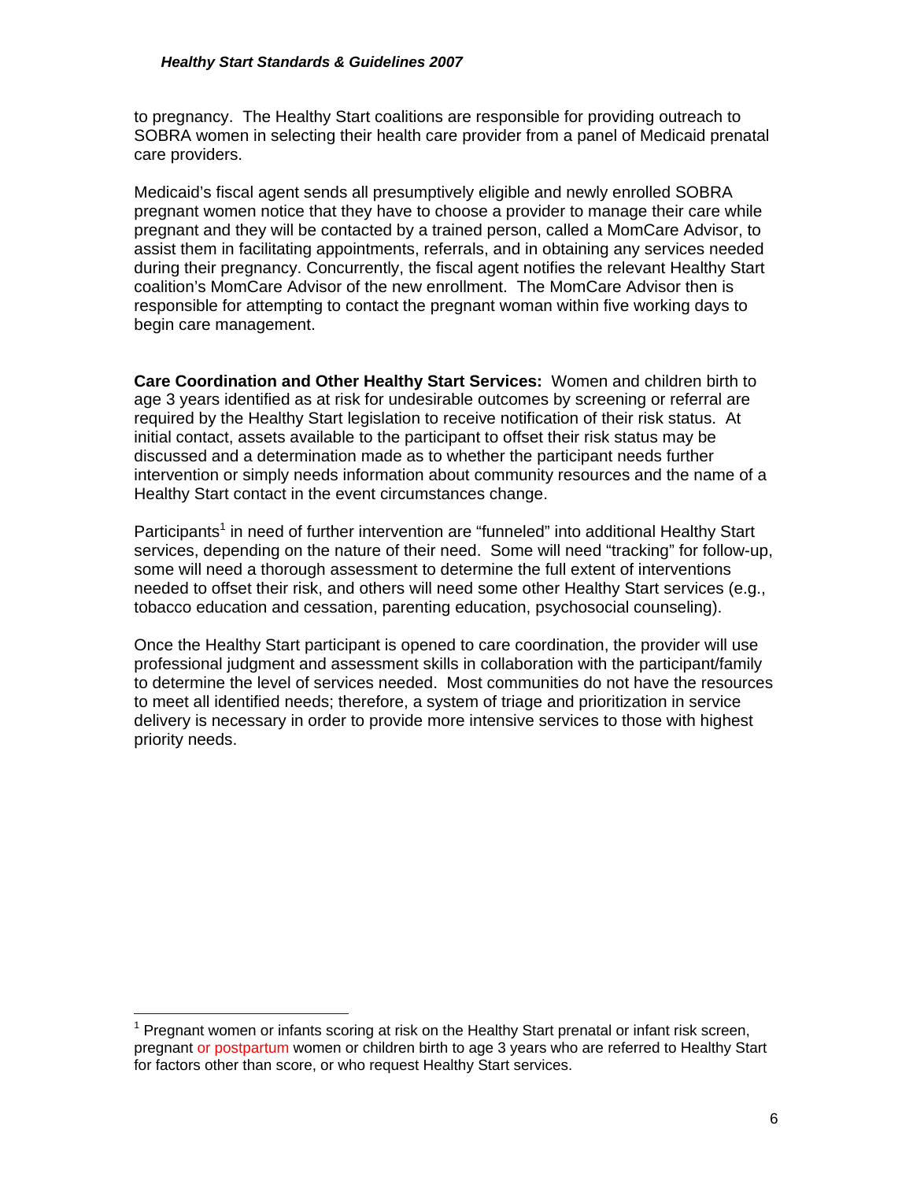to pregnancy. The Healthy Start coalitions are responsible for providing outreach to SOBRA women in selecting their health care provider from a panel of Medicaid prenatal care providers.

Medicaid's fiscal agent sends all presumptively eligible and newly enrolled SOBRA pregnant women notice that they have to choose a provider to manage their care while pregnant and they will be contacted by a trained person, called a MomCare Advisor, to assist them in facilitating appointments, referrals, and in obtaining any services needed during their pregnancy. Concurrently, the fiscal agent notifies the relevant Healthy Start coalition's MomCare Advisor of the new enrollment. The MomCare Advisor then is responsible for attempting to contact the pregnant woman within five working days to begin care management.

**Care Coordination and Other Healthy Start Services:** Women and children birth to age 3 years identified as at risk for undesirable outcomes by screening or referral are required by the Healthy Start legislation to receive notification of their risk status. At initial contact, assets available to the participant to offset their risk status may be discussed and a determination made as to whether the participant needs further intervention or simply needs information about community resources and the name of a Healthy Start contact in the event circumstances change.

Participants[1] in need of further intervention are "funneled" into additional Healthy Start services, depending on the nature of their need. Some will need "tracking" for follow-up, some will need a thorough assessment to determine the full extent of interventions needed to offset their risk, and others will need some other Healthy Start services (e.g., tobacco education and cessation, parenting education, psychosocial counseling).

Once the Healthy Start participant is opened to care coordination, the provider will use professional judgment and assessment skills in collaboration with the participant/family to determine the level of services needed. Most communities do not have the resources to meet all identified needs; therefore, a system of triage and prioritization in service delivery is necessary in order to provide more intensive services to those with highest priority needs.

---

[1] Pregnant women or infants scoring at risk on the Healthy Start prenatal or infant risk screen, pregnant or postpartum women or children birth to age 3 years who are referred to Healthy Start for factors other than score, or who request Healthy Start services.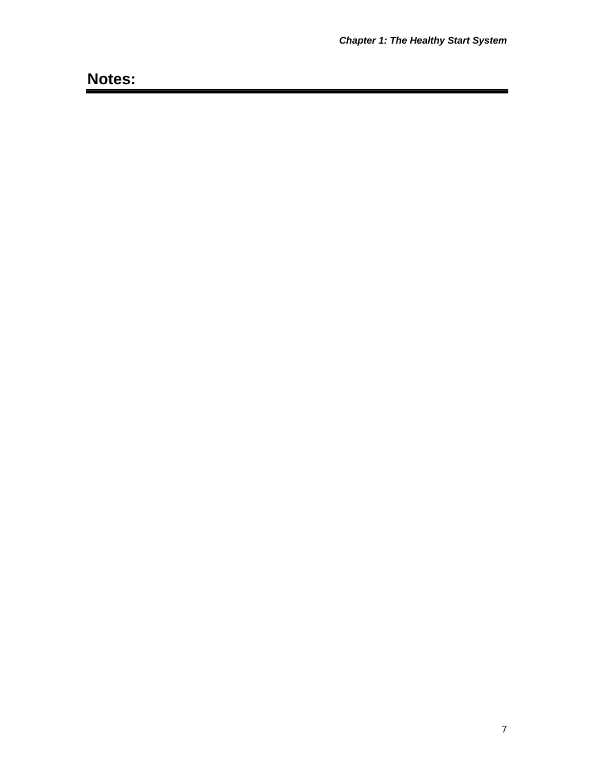## Notes: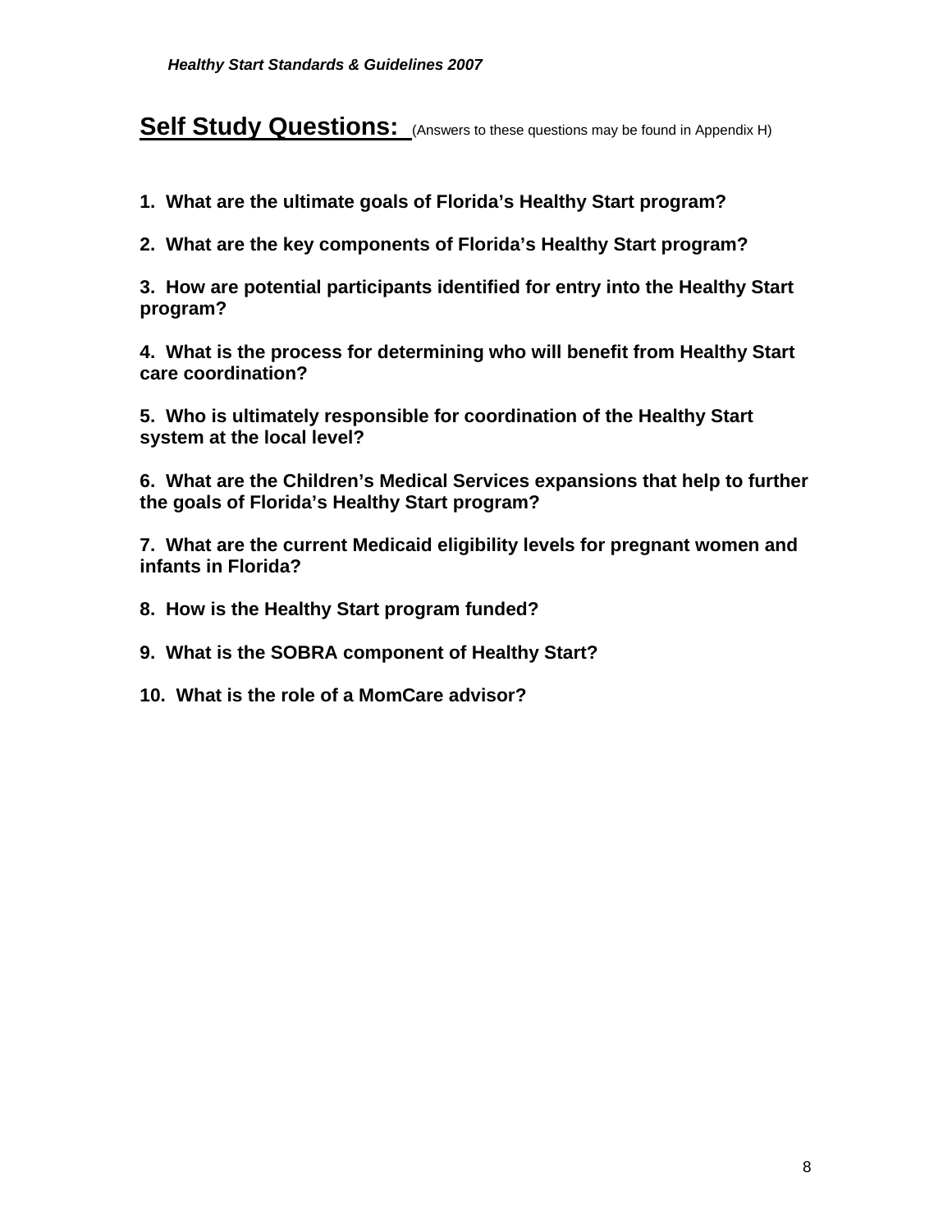## Self Study Questions: (Answers to these questions may be found in Appendix H)

**1. What are the ultimate goals of Florida's Healthy Start program?**

**2. What are the key components of Florida's Healthy Start program?**

**3. How are potential participants identified for entry into the Healthy Start program?**

**4. What is the process for determining who will benefit from Healthy Start care coordination?**

**5. Who is ultimately responsible for coordination of the Healthy Start system at the local level?**

**6. What are the Children's Medical Services expansions that help to further the goals of Florida's Healthy Start program?**

**7. What are the current Medicaid eligibility levels for pregnant women and infants in Florida?**

**8. How is the Healthy Start program funded?**

**9. What is the SOBRA component of Healthy Start?**

**10. What is the role of a MomCare advisor?**